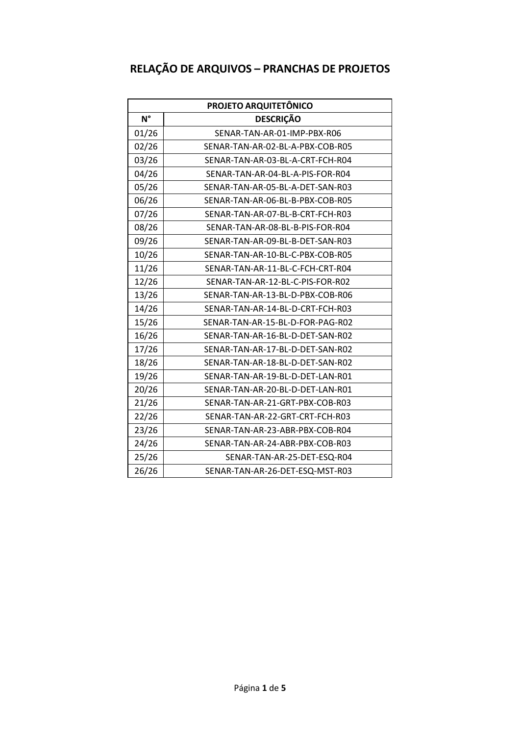# RELAÇÃO DE ARQUIVOS – PRANCHAS DE PROJETOS

| PROJETO ARQUITETÔNICO | |
|---|---|
| **N°** | **DESCRIÇÃO** |
| 01/26 | SENAR-TAN-AR-01-IMP-PBX-R06 |
| 02/26 | SENAR-TAN-AR-02-BL-A-PBX-COB-R05 |
| 03/26 | SENAR-TAN-AR-03-BL-A-CRT-FCH-R04 |
| 04/26 | SENAR-TAN-AR-04-BL-A-PIS-FOR-R04 |
| 05/26 | SENAR-TAN-AR-05-BL-A-DET-SAN-R03 |
| 06/26 | SENAR-TAN-AR-06-BL-B-PBX-COB-R05 |
| 07/26 | SENAR-TAN-AR-07-BL-B-CRT-FCH-R03 |
| 08/26 | SENAR-TAN-AR-08-BL-B-PIS-FOR-R04 |
| 09/26 | SENAR-TAN-AR-09-BL-B-DET-SAN-R03 |
| 10/26 | SENAR-TAN-AR-10-BL-C-PBX-COB-R05 |
| 11/26 | SENAR-TAN-AR-11-BL-C-FCH-CRT-R04 |
| 12/26 | SENAR-TAN-AR-12-BL-C-PIS-FOR-R02 |
| 13/26 | SENAR-TAN-AR-13-BL-D-PBX-COB-R06 |
| 14/26 | SENAR-TAN-AR-14-BL-D-CRT-FCH-R03 |
| 15/26 | SENAR-TAN-AR-15-BL-D-FOR-PAG-R02 |
| 16/26 | SENAR-TAN-AR-16-BL-D-DET-SAN-R02 |
| 17/26 | SENAR-TAN-AR-17-BL-D-DET-SAN-R02 |
| 18/26 | SENAR-TAN-AR-18-BL-D-DET-SAN-R02 |
| 19/26 | SENAR-TAN-AR-19-BL-D-DET-LAN-R01 |
| 20/26 | SENAR-TAN-AR-20-BL-D-DET-LAN-R01 |
| 21/26 | SENAR-TAN-AR-21-GRT-PBX-COB-R03 |
| 22/26 | SENAR-TAN-AR-22-GRT-CRT-FCH-R03 |
| 23/26 | SENAR-TAN-AR-23-ABR-PBX-COB-R04 |
| 24/26 | SENAR-TAN-AR-24-ABR-PBX-COB-R03 |
| 25/26 | SENAR-TAN-AR-25-DET-ESQ-R04 |
| 26/26 | SENAR-TAN-AR-26-DET-ESQ-MST-R03 |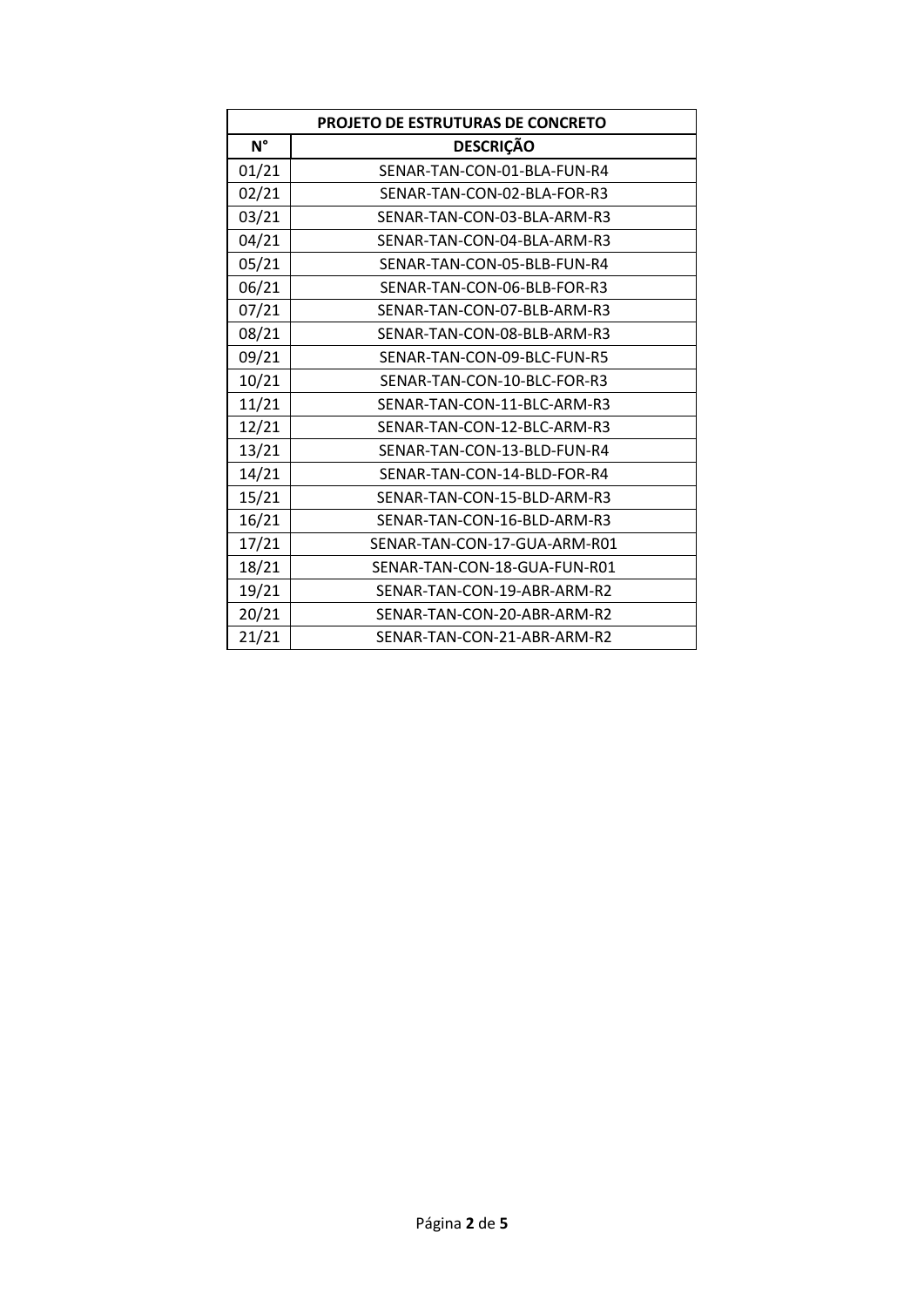| PROJETO DE ESTRUTURAS DE CONCRETO | |
|---|---|
| **N°** | **DESCRIÇÃO** |
| 01/21 | SENAR-TAN-CON-01-BLA-FUN-R4 |
| 02/21 | SENAR-TAN-CON-02-BLA-FOR-R3 |
| 03/21 | SENAR-TAN-CON-03-BLA-ARM-R3 |
| 04/21 | SENAR-TAN-CON-04-BLA-ARM-R3 |
| 05/21 | SENAR-TAN-CON-05-BLB-FUN-R4 |
| 06/21 | SENAR-TAN-CON-06-BLB-FOR-R3 |
| 07/21 | SENAR-TAN-CON-07-BLB-ARM-R3 |
| 08/21 | SENAR-TAN-CON-08-BLB-ARM-R3 |
| 09/21 | SENAR-TAN-CON-09-BLC-FUN-R5 |
| 10/21 | SENAR-TAN-CON-10-BLC-FOR-R3 |
| 11/21 | SENAR-TAN-CON-11-BLC-ARM-R3 |
| 12/21 | SENAR-TAN-CON-12-BLC-ARM-R3 |
| 13/21 | SENAR-TAN-CON-13-BLD-FUN-R4 |
| 14/21 | SENAR-TAN-CON-14-BLD-FOR-R4 |
| 15/21 | SENAR-TAN-CON-15-BLD-ARM-R3 |
| 16/21 | SENAR-TAN-CON-16-BLD-ARM-R3 |
| 17/21 | SENAR-TAN-CON-17-GUA-ARM-R01 |
| 18/21 | SENAR-TAN-CON-18-GUA-FUN-R01 |
| 19/21 | SENAR-TAN-CON-19-ABR-ARM-R2 |
| 20/21 | SENAR-TAN-CON-20-ABR-ARM-R2 |
| 21/21 | SENAR-TAN-CON-21-ABR-ARM-R2 |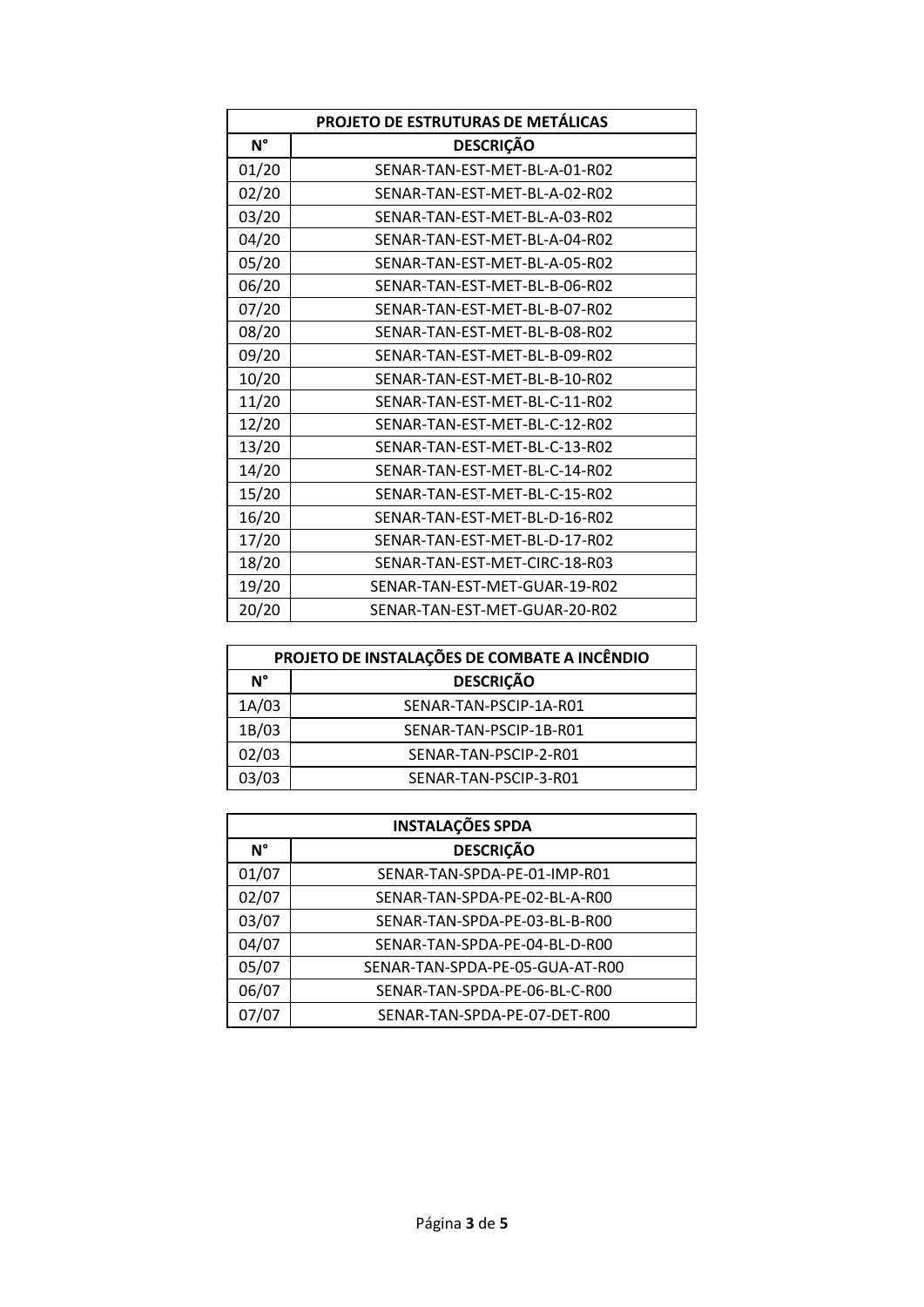| PROJETO DE ESTRUTURAS DE METÁLICAS | |
|---|---|
| **N°** | **DESCRIÇÃO** |
| 01/20 | SENAR-TAN-EST-MET-BL-A-01-R02 |
| 02/20 | SENAR-TAN-EST-MET-BL-A-02-R02 |
| 03/20 | SENAR-TAN-EST-MET-BL-A-03-R02 |
| 04/20 | SENAR-TAN-EST-MET-BL-A-04-R02 |
| 05/20 | SENAR-TAN-EST-MET-BL-A-05-R02 |
| 06/20 | SENAR-TAN-EST-MET-BL-B-06-R02 |
| 07/20 | SENAR-TAN-EST-MET-BL-B-07-R02 |
| 08/20 | SENAR-TAN-EST-MET-BL-B-08-R02 |
| 09/20 | SENAR-TAN-EST-MET-BL-B-09-R02 |
| 10/20 | SENAR-TAN-EST-MET-BL-B-10-R02 |
| 11/20 | SENAR-TAN-EST-MET-BL-C-11-R02 |
| 12/20 | SENAR-TAN-EST-MET-BL-C-12-R02 |
| 13/20 | SENAR-TAN-EST-MET-BL-C-13-R02 |
| 14/20 | SENAR-TAN-EST-MET-BL-C-14-R02 |
| 15/20 | SENAR-TAN-EST-MET-BL-C-15-R02 |
| 16/20 | SENAR-TAN-EST-MET-BL-D-16-R02 |
| 17/20 | SENAR-TAN-EST-MET-BL-D-17-R02 |
| 18/20 | SENAR-TAN-EST-MET-CIRC-18-R03 |
| 19/20 | SENAR-TAN-EST-MET-GUAR-19-R02 |
| 20/20 | SENAR-TAN-EST-MET-GUAR-20-R02 |

| PROJETO DE INSTALAÇÕES DE COMBATE A INCÊNDIO | |
|---|---|
| **N°** | **DESCRIÇÃO** |
| 1A/03 | SENAR-TAN-PSCIP-1A-R01 |
| 1B/03 | SENAR-TAN-PSCIP-1B-R01 |
| 02/03 | SENAR-TAN-PSCIP-2-R01 |
| 03/03 | SENAR-TAN-PSCIP-3-R01 |

| INSTALAÇÕES SPDA | |
|---|---|
| **N°** | **DESCRIÇÃO** |
| 01/07 | SENAR-TAN-SPDA-PE-01-IMP-R01 |
| 02/07 | SENAR-TAN-SPDA-PE-02-BL-A-R00 |
| 03/07 | SENAR-TAN-SPDA-PE-03-BL-B-R00 |
| 04/07 | SENAR-TAN-SPDA-PE-04-BL-D-R00 |
| 05/07 | SENAR-TAN-SPDA-PE-05-GUA-AT-R00 |
| 06/07 | SENAR-TAN-SPDA-PE-06-BL-C-R00 |
| 07/07 | SENAR-TAN-SPDA-PE-07-DET-R00 |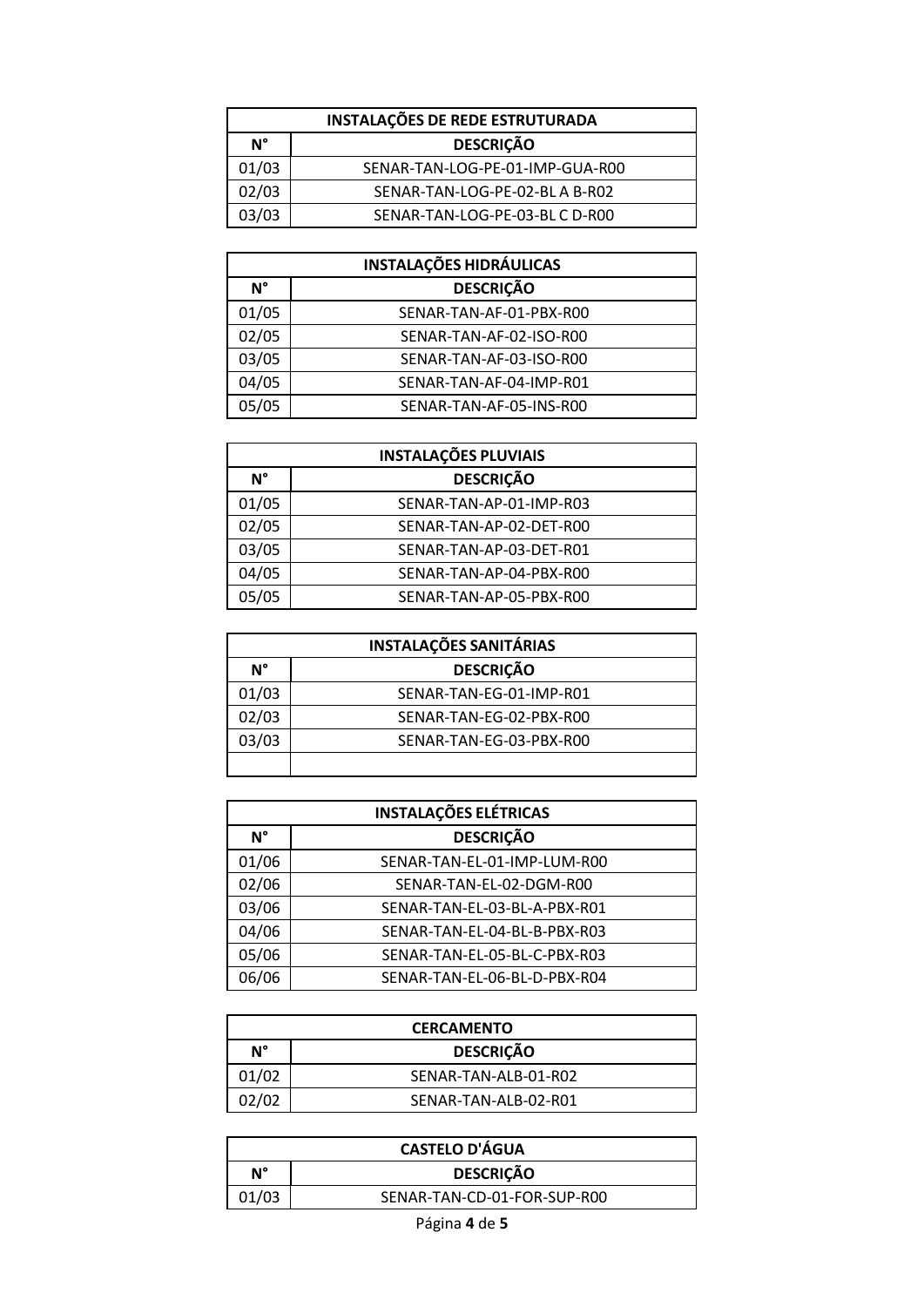| INSTALAÇÕES DE REDE ESTRUTURADA | |
|---|---|
| **N°** | **DESCRIÇÃO** |
| 01/03 | SENAR-TAN-LOG-PE-01-IMP-GUA-R00 |
| 02/03 | SENAR-TAN-LOG-PE-02-BL A B-R02 |
| 03/03 | SENAR-TAN-LOG-PE-03-BL C D-R00 |

| INSTALAÇÕES HIDRÁULICAS | |
|---|---|
| **N°** | **DESCRIÇÃO** |
| 01/05 | SENAR-TAN-AF-01-PBX-R00 |
| 02/05 | SENAR-TAN-AF-02-ISO-R00 |
| 03/05 | SENAR-TAN-AF-03-ISO-R00 |
| 04/05 | SENAR-TAN-AF-04-IMP-R01 |
| 05/05 | SENAR-TAN-AF-05-INS-R00 |

| INSTALAÇÕES PLUVIAIS | |
|---|---|
| **N°** | **DESCRIÇÃO** |
| 01/05 | SENAR-TAN-AP-01-IMP-R03 |
| 02/05 | SENAR-TAN-AP-02-DET-R00 |
| 03/05 | SENAR-TAN-AP-03-DET-R01 |
| 04/05 | SENAR-TAN-AP-04-PBX-R00 |
| 05/05 | SENAR-TAN-AP-05-PBX-R00 |

| INSTALAÇÕES SANITÁRIAS | |
|---|---|
| **N°** | **DESCRIÇÃO** |
| 01/03 | SENAR-TAN-EG-01-IMP-R01 |
| 02/03 | SENAR-TAN-EG-02-PBX-R00 |
| 03/03 | SENAR-TAN-EG-03-PBX-R00 |
| | |

| INSTALAÇÕES ELÉTRICAS | |
|---|---|
| **N°** | **DESCRIÇÃO** |
| 01/06 | SENAR-TAN-EL-01-IMP-LUM-R00 |
| 02/06 | SENAR-TAN-EL-02-DGM-R00 |
| 03/06 | SENAR-TAN-EL-03-BL-A-PBX-R01 |
| 04/06 | SENAR-TAN-EL-04-BL-B-PBX-R03 |
| 05/06 | SENAR-TAN-EL-05-BL-C-PBX-R03 |
| 06/06 | SENAR-TAN-EL-06-BL-D-PBX-R04 |

| CERCAMENTO | |
|---|---|
| **N°** | **DESCRIÇÃO** |
| 01/02 | SENAR-TAN-ALB-01-R02 |
| 02/02 | SENAR-TAN-ALB-02-R01 |

| CASTELO D'ÁGUA | |
|---|---|
| **N°** | **DESCRIÇÃO** |
| 01/03 | SENAR-TAN-CD-01-FOR-SUP-R00 |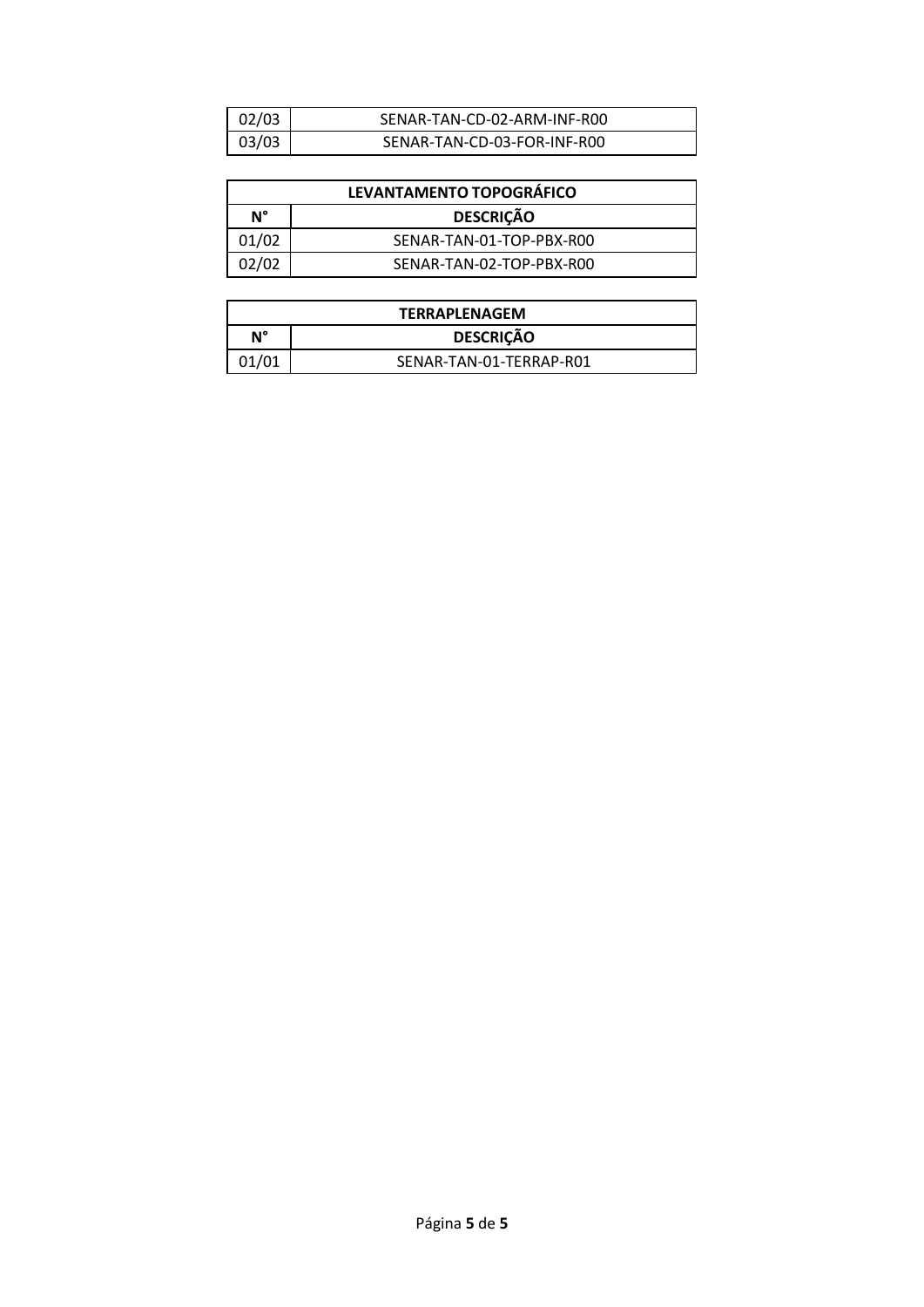| | |
|---|---|
| 02/03 | SENAR-TAN-CD-02-ARM-INF-R00 |
| 03/03 | SENAR-TAN-CD-03-FOR-INF-R00 |

| LEVANTAMENTO TOPOGRÁFICO | |
|---|---|
| **N°** | **DESCRIÇÃO** |
| 01/02 | SENAR-TAN-01-TOP-PBX-R00 |
| 02/02 | SENAR-TAN-02-TOP-PBX-R00 |

| TERRAPLENAGEM | |
|---|---|
| **N°** | **DESCRIÇÃO** |
| 01/01 | SENAR-TAN-01-TERRAP-R01 |